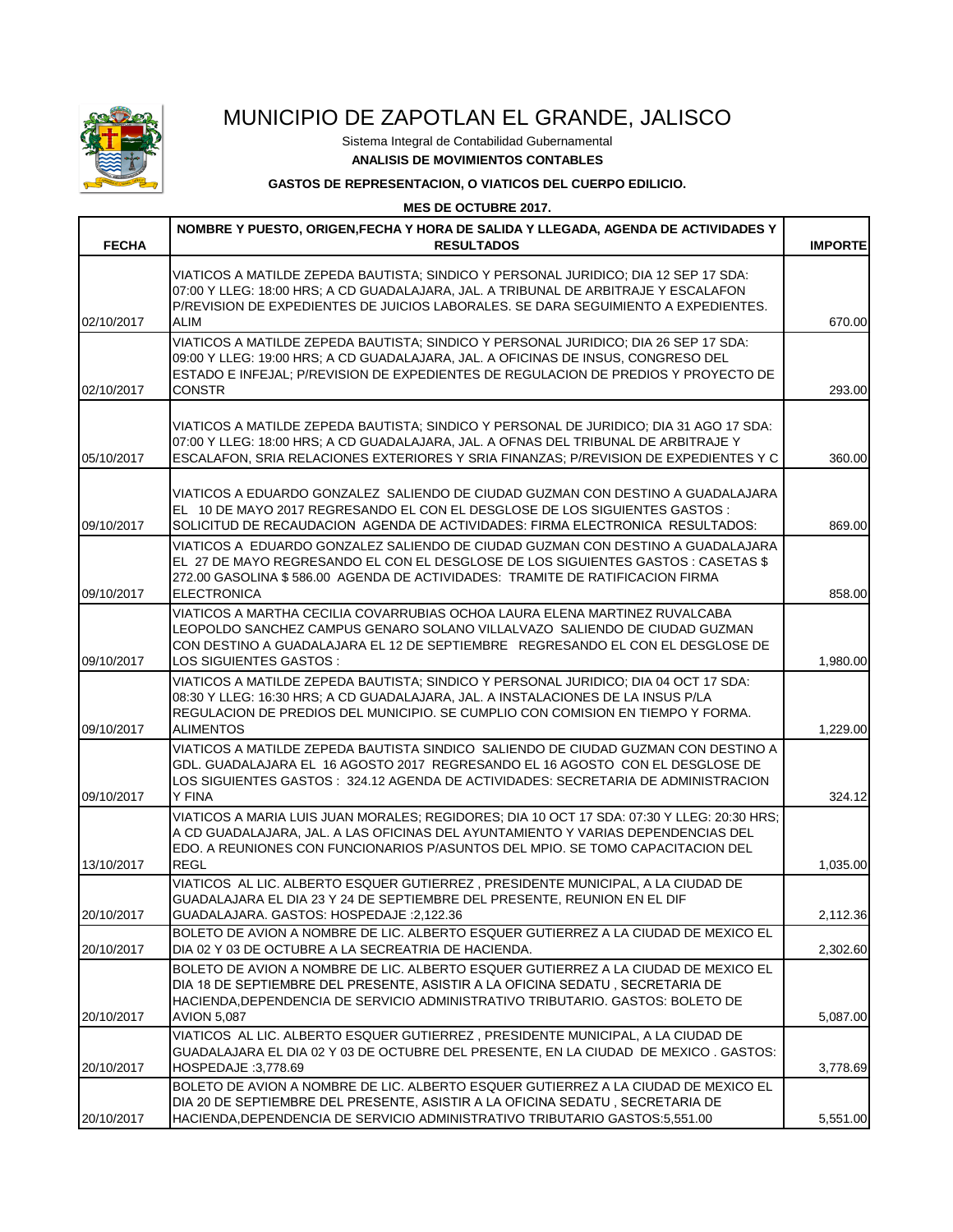# MUNICIPIO DE ZAPOTLAN EL GRANDE, JALISCO

Sistema Integral de Contabilidad Gubernamental

**ANALISIS DE MOVIMIENTOS CONTABLES**

**GASTOS DE REPRESENTACION, O VIATICOS DEL CUERPO EDILICIO.**

**MES DE OCTUBRE 2017.**

| FECHA | NOMBRE Y PUESTO, ORIGEN,FECHA Y HORA DE SALIDA Y LLEGADA, AGENDA DE ACTIVIDADES Y RESULTADOS | IMPORTE |
|---|---|---|
| 02/10/2017 | VIATICOS A MATILDE ZEPEDA BAUTISTA; SINDICO Y PERSONAL JURIDICO; DIA 12 SEP 17 SDA: 07:00 Y LLEG: 18:00 HRS; A CD GUADALAJARA, JAL. A TRIBUNAL DE ARBITRAJE Y ESCALAFON P/REVISION DE EXPEDIENTES DE JUICIOS LABORALES. SE DARA SEGUIMIENTO A EXPEDIENTES. ALIM | 670.00 |
| 02/10/2017 | VIATICOS A MATILDE ZEPEDA BAUTISTA; SINDICO Y PERSONAL JURIDICO; DIA 26 SEP 17 SDA: 09:00 Y LLEG: 19:00 HRS; A CD GUADALAJARA, JAL. A OFICINAS DE INSUS, CONGRESO DEL ESTADO E INFEJAL; P/REVISION DE EXPEDIENTES DE REGULACION DE PREDIOS Y PROYECTO DE CONSTR | 293.00 |
| 05/10/2017 | VIATICOS A MATILDE ZEPEDA BAUTISTA; SINDICO Y PERSONAL DE JURIDICO; DIA 31 AGO 17 SDA: 07:00 Y LLEG: 18:00 HRS; A CD GUADALAJARA, JAL. A OFNAS DEL TRIBUNAL DE ARBITRAJE Y ESCALAFON, SRIA RELACIONES EXTERIORES Y SRIA FINANZAS; P/REVISION DE EXPEDIENTES Y C | 360.00 |
| 09/10/2017 | VIATICOS A EDUARDO GONZALEZ SALIENDO DE CIUDAD GUZMAN CON DESTINO A GUADALAJARA EL 10 DE MAYO 2017 REGRESANDO EL CON EL DESGLOSE DE LOS SIGUIENTES GASTOS : SOLICITUD DE RECAUDACION AGENDA DE ACTIVIDADES: FIRMA ELECTRONICA RESULTADOS: | 869.00 |
| 09/10/2017 | VIATICOS A EDUARDO GONZALEZ SALIENDO DE CIUDAD GUZMAN CON DESTINO A GUADALAJARA EL 27 DE MAYO REGRESANDO EL CON EL DESGLOSE DE LOS SIGUIENTES GASTOS : CASETAS $ 272.00 GASOLINA $ 586.00 AGENDA DE ACTIVIDADES: TRAMITE DE RATIFICACION FIRMA ELECTRONICA | 858.00 |
| 09/10/2017 | VIATICOS A MARTHA CECILIA COVARRUBIAS OCHOA LAURA ELENA MARTINEZ RUVALCABA LEOPOLDO SANCHEZ CAMPUS GENARO SOLANO VILLALVAZO SALIENDO DE CIUDAD GUZMAN CON DESTINO A GUADALAJARA EL 12 DE SEPTIEMBRE REGRESANDO EL CON EL DESGLOSE DE LOS SIGUIENTES GASTOS : | 1,980.00 |
| 09/10/2017 | VIATICOS A MATILDE ZEPEDA BAUTISTA; SINDICO Y PERSONAL JURIDICO; DIA 04 OCT 17 SDA: 08:30 Y LLEG: 16:30 HRS; A CD GUADALAJARA, JAL. A INSTALACIONES DE LA INSUS P/LA REGULACION DE PREDIOS DEL MUNICIPIO. SE CUMPLIO CON COMISION EN TIEMPO Y FORMA. ALIMENTOS | 1,229.00 |
| 09/10/2017 | VIATICOS A MATILDE ZEPEDA BAUTISTA SINDICO SALIENDO DE CIUDAD GUZMAN CON DESTINO A GDL. GUADALAJARA EL 16 AGOSTO 2017 REGRESANDO EL 16 AGOSTO CON EL DESGLOSE DE LOS SIGUIENTES GASTOS : 324.12 AGENDA DE ACTIVIDADES: SECRETARIA DE ADMINISTRACION Y FINA | 324.12 |
| 13/10/2017 | VIATICOS A MARIA LUIS JUAN MORALES; REGIDORES; DIA 10 OCT 17 SDA: 07:30 Y LLEG: 20:30 HRS; A CD GUADALAJARA, JAL. A LAS OFICINAS DEL AYUNTAMIENTO Y VARIAS DEPENDENCIAS DEL EDO. A REUNIONES CON FUNCIONARIOS P/ASUNTOS DEL MPIO. SE TOMO CAPACITACION DEL REGL | 1,035.00 |
| 20/10/2017 | VIATICOS AL LIC. ALBERTO ESQUER GUTIERREZ , PRESIDENTE MUNICIPAL, A LA CIUDAD DE GUADALAJARA EL DIA 23 Y 24 DE SEPTIEMBRE DEL PRESENTE, REUNION EN EL DIF GUADALAJARA. GASTOS: HOSPEDAJE :2,122.36 | 2,112.36 |
| 20/10/2017 | BOLETO DE AVION A NOMBRE DE LIC. ALBERTO ESQUER GUTIERREZ A LA CIUDAD DE MEXICO EL DIA 02 Y 03 DE OCTUBRE A LA SECREATRIA DE HACIENDA. | 2,302.60 |
| 20/10/2017 | BOLETO DE AVION A NOMBRE DE LIC. ALBERTO ESQUER GUTIERREZ A LA CIUDAD DE MEXICO EL DIA 18 DE SEPTIEMBRE DEL PRESENTE, ASISTIR A LA OFICINA SEDATU , SECRETARIA DE HACIENDA,DEPENDENCIA DE SERVICIO ADMINISTRATIVO TRIBUTARIO. GASTOS: BOLETO DE AVION 5,087 | 5,087.00 |
| 20/10/2017 | VIATICOS AL LIC. ALBERTO ESQUER GUTIERREZ , PRESIDENTE MUNICIPAL, A LA CIUDAD DE GUADALAJARA EL DIA 02 Y 03 DE OCTUBRE DEL PRESENTE, EN LA CIUDAD DE MEXICO . GASTOS: HOSPEDAJE :3,778.69 | 3,778.69 |
| 20/10/2017 | BOLETO DE AVION A NOMBRE DE LIC. ALBERTO ESQUER GUTIERREZ A LA CIUDAD DE MEXICO EL DIA 20 DE SEPTIEMBRE DEL PRESENTE, ASISTIR A LA OFICINA SEDATU , SECRETARIA DE HACIENDA,DEPENDENCIA DE SERVICIO ADMINISTRATIVO TRIBUTARIO GASTOS:5,551.00 | 5,551.00 |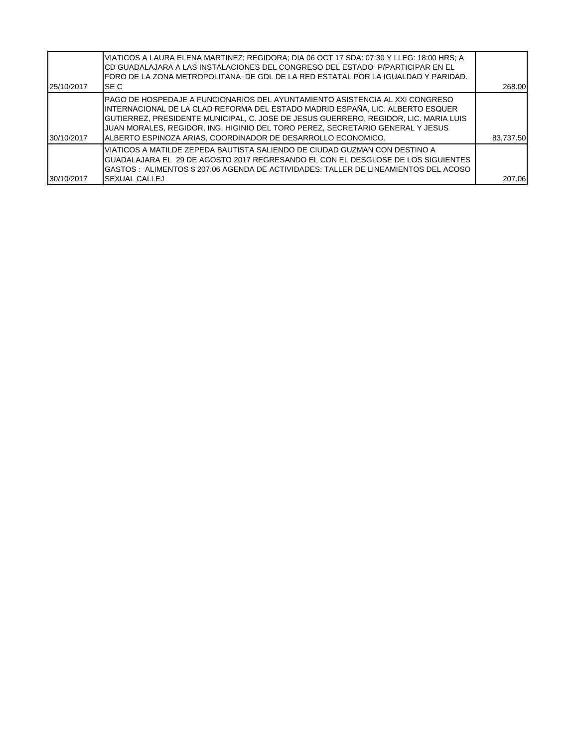| | | |
|---|---|---|
| 25/10/2017 | VIATICOS A LAURA ELENA MARTINEZ; REGIDORA; DIA 06 OCT 17 SDA: 07:30 Y LLEG: 18:00 HRS; A CD GUADALAJARA A LAS INSTALACIONES DEL CONGRESO DEL ESTADO P/PARTICIPAR EN EL FORO DE LA ZONA METROPOLITANA DE GDL DE LA RED ESTATAL POR LA IGUALDAD Y PARIDAD. SE C | 268.00 |
| 30/10/2017 | PAGO DE HOSPEDAJE A FUNCIONARIOS DEL AYUNTAMIENTO ASISTENCIA AL XXI CONGRESO INTERNACIONAL DE LA CLAD REFORMA DEL ESTADO MADRID ESPAÑA, LIC. ALBERTO ESQUER GUTIERREZ, PRESIDENTE MUNICIPAL, C. JOSE DE JESUS GUERRERO, REGIDOR, LIC. MARIA LUIS JUAN MORALES, REGIDOR, ING. HIGINIO DEL TORO PEREZ, SECRETARIO GENERAL Y JESUS ALBERTO ESPINOZA ARIAS, COORDINADOR DE DESARROLLO ECONOMICO. | 83,737.50 |
| 30/10/2017 | VIATICOS A MATILDE ZEPEDA BAUTISTA SALIENDO DE CIUDAD GUZMAN CON DESTINO A GUADALAJARA EL 29 DE AGOSTO 2017 REGRESANDO EL CON EL DESGLOSE DE LOS SIGUIENTES GASTOS : ALIMENTOS $ 207.06 AGENDA DE ACTIVIDADES: TALLER DE LINEAMIENTOS DEL ACOSO SEXUAL CALLEJ | 207.06 |